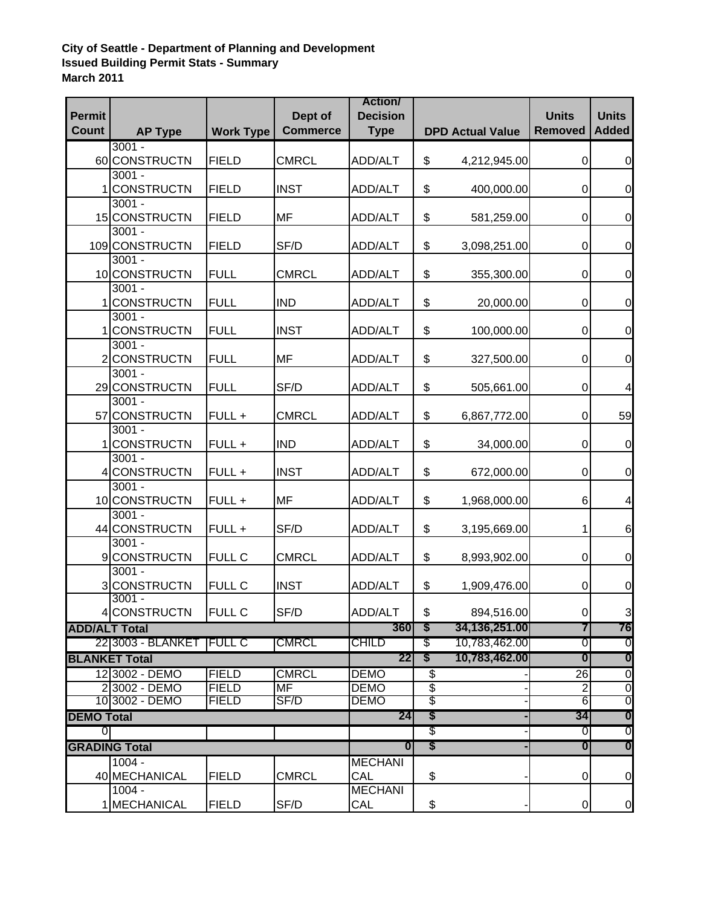**City of Seattle - Department of Planning and Development**
**Issued Building Permit Stats - Summary**
**March 2011**

| Permit Count | AP Type | Work Type | Dept of Commerce | Action/ Decision Type | DPD Actual Value | Units Removed | Units Added |
|---|---|---|---|---|---|---|---|
| 60 | 3001 - CONSTRUCTN | FIELD | CMRCL | ADD/ALT | $ 4,212,945.00 | 0 | 0 |
| 1 | 3001 - CONSTRUCTN | FIELD | INST | ADD/ALT | $ 400,000.00 | 0 | 0 |
| 15 | 3001 - CONSTRUCTN | FIELD | MF | ADD/ALT | $ 581,259.00 | 0 | 0 |
| 109 | 3001 - CONSTRUCTN | FIELD | SF/D | ADD/ALT | $ 3,098,251.00 | 0 | 0 |
| 10 | 3001 - CONSTRUCTN | FULL | CMRCL | ADD/ALT | $ 355,300.00 | 0 | 0 |
| 1 | 3001 - CONSTRUCTN | FULL | IND | ADD/ALT | $ 20,000.00 | 0 | 0 |
| 1 | 3001 - CONSTRUCTN | FULL | INST | ADD/ALT | $ 100,000.00 | 0 | 0 |
| 2 | 3001 - CONSTRUCTN | FULL | MF | ADD/ALT | $ 327,500.00 | 0 | 0 |
| 29 | 3001 - CONSTRUCTN | FULL | SF/D | ADD/ALT | $ 505,661.00 | 0 | 4 |
| 57 | 3001 - CONSTRUCTN | FULL + | CMRCL | ADD/ALT | $ 6,867,772.00 | 0 | 59 |
| 1 | 3001 - CONSTRUCTN | FULL + | IND | ADD/ALT | $ 34,000.00 | 0 | 0 |
| 4 | 3001 - CONSTRUCTN | FULL + | INST | ADD/ALT | $ 672,000.00 | 0 | 0 |
| 10 | 3001 - CONSTRUCTN | FULL + | MF | ADD/ALT | $ 1,968,000.00 | 6 | 4 |
| 44 | 3001 - CONSTRUCTN | FULL + | SF/D | ADD/ALT | $ 3,195,669.00 | 1 | 6 |
| 9 | 3001 - CONSTRUCTN | FULL C | CMRCL | ADD/ALT | $ 8,993,902.00 | 0 | 0 |
| 3 | 3001 - CONSTRUCTN | FULL C | INST | ADD/ALT | $ 1,909,476.00 | 0 | 0 |
| 4 | 3001 - CONSTRUCTN | FULL C | SF/D | ADD/ALT | $ 894,516.00 | 0 | 3 |
| **ADD/ALT Total** | | | | **360** | **$ 34,136,251.00** | **7** | **76** |
| 22 | 3003 - BLANKET | FULL C | CMRCL | CHILD | $ 10,783,462.00 | 0 | 0 |
| **BLANKET Total** | | | | **22** | **$ 10,783,462.00** | **0** | **0** |
| 12 | 3002 - DEMO | FIELD | CMRCL | DEMO | $ - | 26 | 0 |
| 2 | 3002 - DEMO | FIELD | MF | DEMO | $ - | 2 | 0 |
| 10 | 3002 - DEMO | FIELD | SF/D | DEMO | $ - | 6 | 0 |
| **DEMO Total** | | | | **24** | **$ -** | **34** | **0** |
| 0 | | | | | $ - | 0 | 0 |
| **GRADING Total** | | | | **0** | **$ -** | **0** | **0** |
| 40 | 1004 - MECHANICAL | FIELD | CMRCL | MECHANICAL | $ - | 0 | 0 |
| 1 | 1004 - MECHANICAL | FIELD | SF/D | MECHANICAL | $ - | 0 | 0 |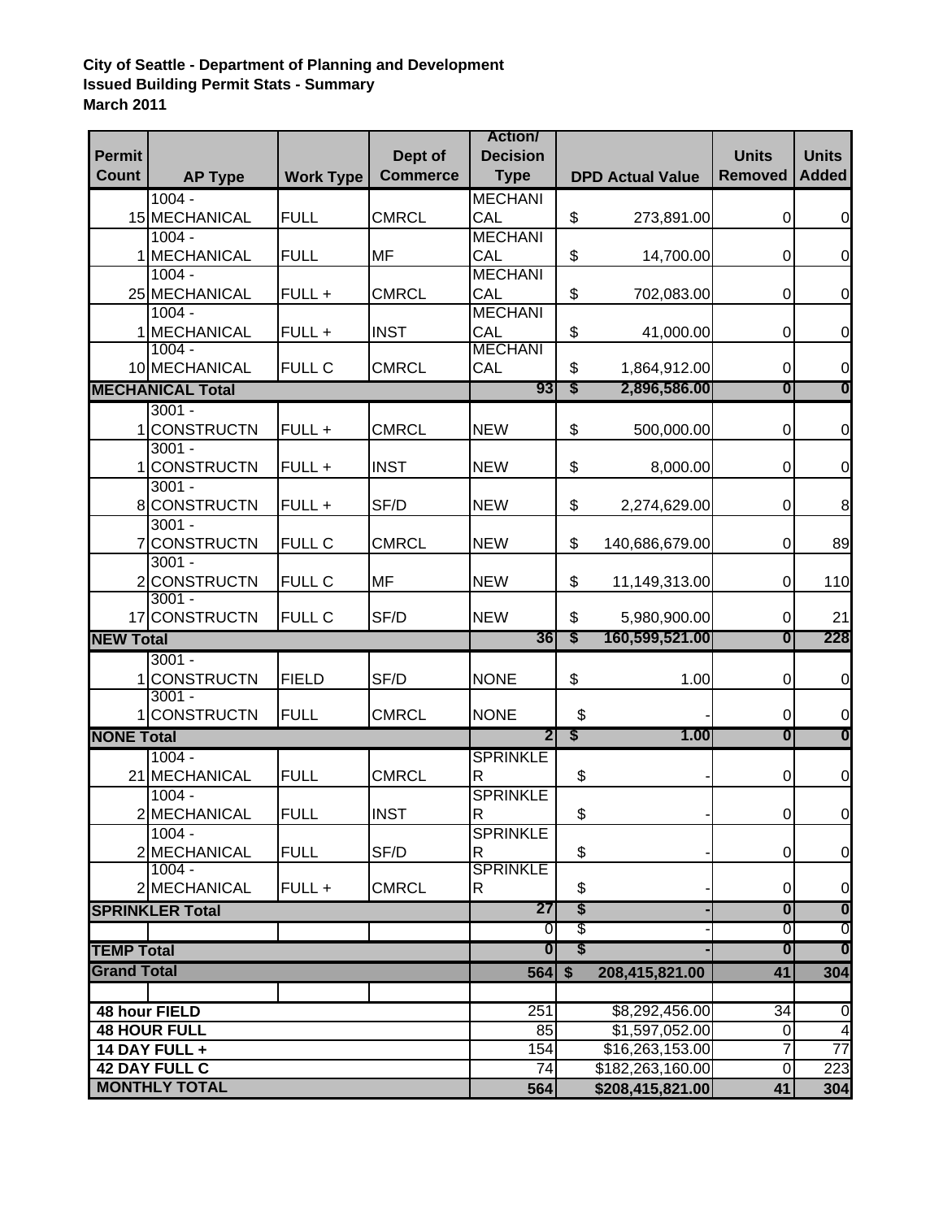**City of Seattle - Department of Planning and Development**
**Issued Building Permit Stats - Summary**
**March 2011**

| Permit Count | AP Type | Work Type | Dept of Commerce | Action/ Decision Type | DPD Actual Value | Units Removed | Units Added |
|---|---|---|---|---|---|---|---|
| 15 | 1004 - MECHANICAL | FULL | CMRCL | MECHANICAL | $ 273,891.00 | 0 | 0 |
| 1 | 1004 - MECHANICAL | FULL | MF | MECHANICAL | $ 14,700.00 | 0 | 0 |
| 25 | 1004 - MECHANICAL | FULL + | CMRCL | MECHANICAL | $ 702,083.00 | 0 | 0 |
| 1 | 1004 - MECHANICAL | FULL + | INST | MECHANICAL | $ 41,000.00 | 0 | 0 |
| 10 | 1004 - MECHANICAL | FULL C | CMRCL | MECHANICAL | $ 1,864,912.00 | 0 | 0 |
| **MECHANICAL Total** | | | | **93** | **$ 2,896,586.00** | **0** | **0** |
| 1 | 3001 - CONSTRUCTN | FULL + | CMRCL | NEW | $ 500,000.00 | 0 | 0 |
| 1 | 3001 - CONSTRUCTN | FULL + | INST | NEW | $ 8,000.00 | 0 | 0 |
| 8 | 3001 - CONSTRUCTN | FULL + | SF/D | NEW | $ 2,274,629.00 | 0 | 8 |
| 7 | 3001 - CONSTRUCTN | FULL C | CMRCL | NEW | $ 140,686,679.00 | 0 | 89 |
| 2 | 3001 - CONSTRUCTN | FULL C | MF | NEW | $ 11,149,313.00 | 0 | 110 |
| 17 | 3001 - CONSTRUCTN | FULL C | SF/D | NEW | $ 5,980,900.00 | 0 | 21 |
| **NEW Total** | | | | **36** | **$ 160,599,521.00** | **0** | **228** |
| 1 | 3001 - CONSTRUCTN | FIELD | SF/D | NONE | $ 1.00 | 0 | 0 |
| 1 | 3001 - CONSTRUCTN | FULL | CMRCL | NONE | $ - | 0 | 0 |
| **NONE Total** | | | | **2** | **$ 1.00** | **0** | **0** |
| 21 | 1004 - MECHANICAL | FULL | CMRCL | SPRINKLER | $ - | 0 | 0 |
| 2 | 1004 - MECHANICAL | FULL | INST | SPRINKLER | $ - | 0 | 0 |
| 2 | 1004 - MECHANICAL | FULL | SF/D | SPRINKLER | $ - | 0 | 0 |
| 2 | 1004 - MECHANICAL | FULL + | CMRCL | SPRINKLER | $ - | 0 | 0 |
| **SPRINKLER Total** | | | | **27** | **$ -** | **0** | **0** |
| | | | | 0 | $ - | 0 | 0 |
| **TEMP Total** | | | | **0** | **$ -** | **0** | **0** |
| **Grand Total** | | | | **564** | **$ 208,415,821.00** | **41** | **304** |
| | | | | | | | |
| **48 hour FIELD** | | | | 251 | $8,292,456.00 | 34 | 0 |
| **48 HOUR FULL** | | | | 85 | $1,597,052.00 | 0 | 4 |
| **14 DAY FULL +** | | | | 154 | $16,263,153.00 | 7 | 77 |
| **42 DAY FULL C** | | | | 74 | $182,263,160.00 | 0 | 223 |
| **MONTHLY TOTAL** | | | | **564** | **$208,415,821.00** | **41** | **304** |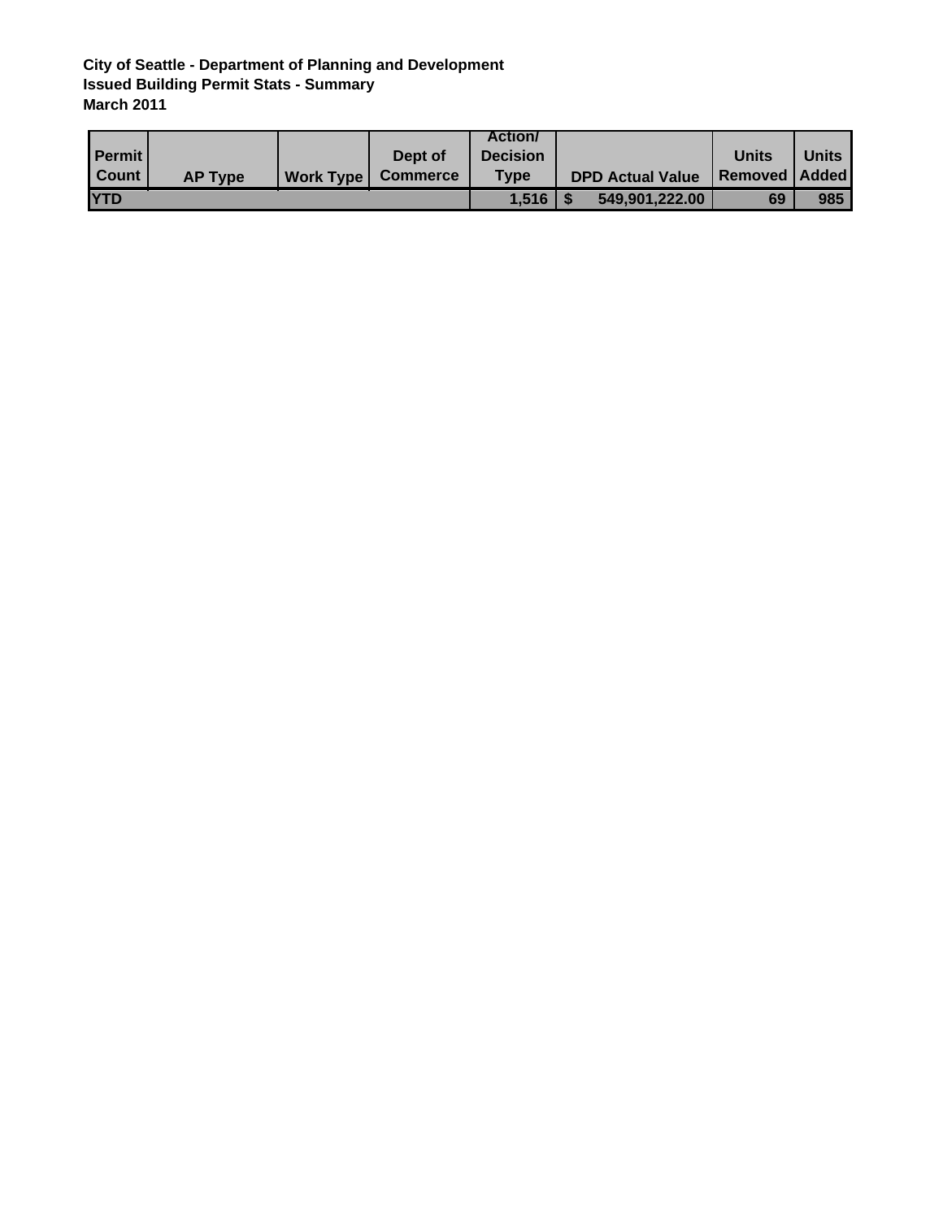**City of Seattle - Department of Planning and Development**
**Issued Building Permit Stats - Summary**
**March 2011**

| Permit Count | AP Type | Work Type | Dept of Commerce | Action/ Decision Type | DPD Actual Value | Units Removed | Units Added |
|---|---|---|---|---|---|---|---|
| **YTD** | | | | **1,516** | **$ 549,901,222.00** | **69** | **985** |